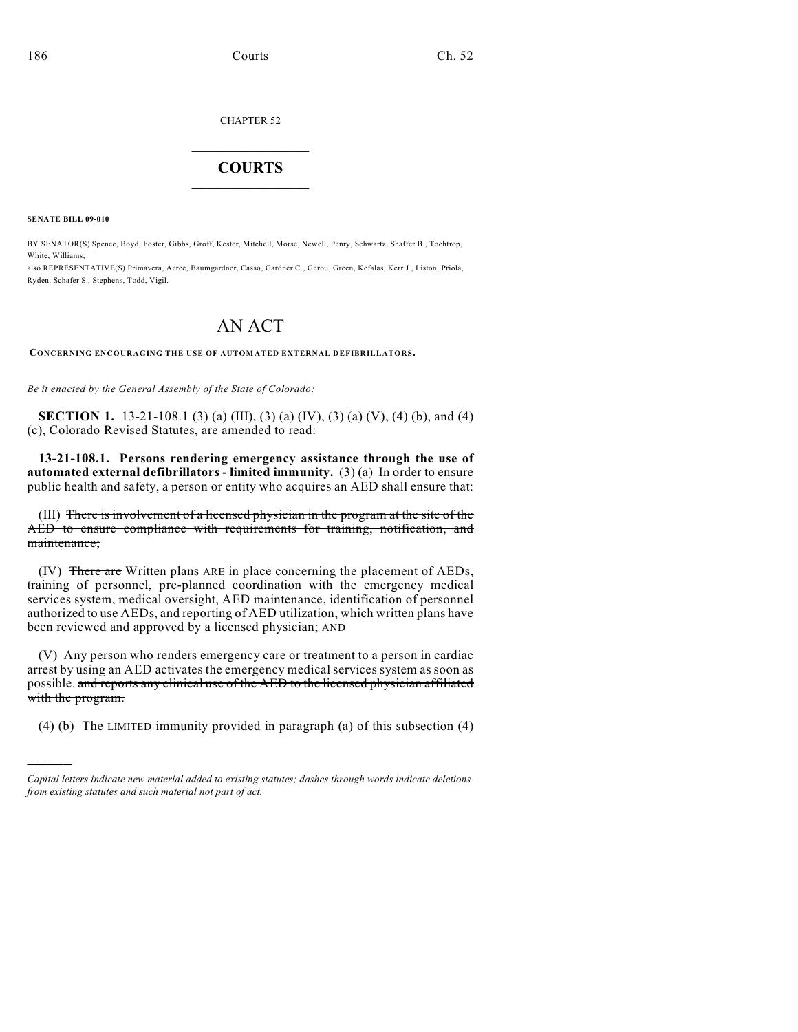CHAPTER 52

# COURTS

**SENATE BILL 09-010**

BY SENATOR(S) Spence, Boyd, Foster, Gibbs, Groff, Kester, Mitchell, Morse, Newell, Penry, Schwartz, Shaffer B., Tochtrop, White, Williams;
also REPRESENTATIVE(S) Primavera, Acree, Baumgardner, Casso, Gardner C., Gerou, Green, Kefalas, Kerr J., Liston, Priola, Ryden, Schafer S., Stephens, Todd, Vigil.

# AN ACT

**CONCERNING ENCOURAGING THE USE OF AUTOMATED EXTERNAL DEFIBRILLATORS.**

*Be it enacted by the General Assembly of the State of Colorado:*

**SECTION 1.** 13-21-108.1 (3) (a) (III), (3) (a) (IV), (3) (a) (V), (4) (b), and (4) (c), Colorado Revised Statutes, are amended to read:

**13-21-108.1. Persons rendering emergency assistance through the use of automated external defibrillators - limited immunity.** (3) (a) In order to ensure public health and safety, a person or entity who acquires an AED shall ensure that:

(III) ~~There is involvement of a licensed physician in the program at the site of the AED to ensure compliance with requirements for training, notification, and maintenance;~~

(IV) ~~There are~~ Written plans ARE in place concerning the placement of AEDs, training of personnel, pre-planned coordination with the emergency medical services system, medical oversight, AED maintenance, identification of personnel authorized to use AEDs, and reporting of AED utilization, which written plans have been reviewed and approved by a licensed physician; AND

(V) Any person who renders emergency care or treatment to a person in cardiac arrest by using an AED activates the emergency medical services system as soon as possible. ~~and reports any clinical use of the AED to the licensed physician affiliated with the program.~~

(4) (b) The LIMITED immunity provided in paragraph (a) of this subsection (4)

---

*Capital letters indicate new material added to existing statutes; dashes through words indicate deletions from existing statutes and such material not part of act.*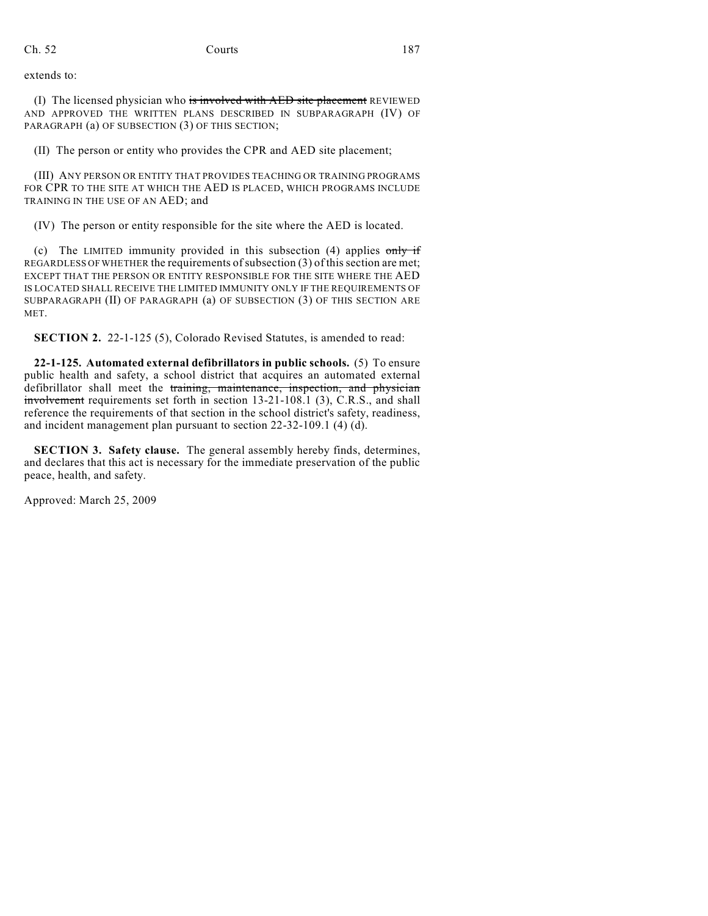extends to:

(I) The licensed physician who ~~is involved with AED site placement~~ REVIEWED AND APPROVED THE WRITTEN PLANS DESCRIBED IN SUBPARAGRAPH (IV) OF PARAGRAPH (a) OF SUBSECTION (3) OF THIS SECTION;

(II) The person or entity who provides the CPR and AED site placement;

(III) ANY PERSON OR ENTITY THAT PROVIDES TEACHING OR TRAINING PROGRAMS FOR CPR TO THE SITE AT WHICH THE AED IS PLACED, WHICH PROGRAMS INCLUDE TRAINING IN THE USE OF AN AED; and

(IV) The person or entity responsible for the site where the AED is located.

(c) The LIMITED immunity provided in this subsection (4) applies ~~only if~~ REGARDLESS OF WHETHER the requirements of subsection (3) of this section are met; EXCEPT THAT THE PERSON OR ENTITY RESPONSIBLE FOR THE SITE WHERE THE AED IS LOCATED SHALL RECEIVE THE LIMITED IMMUNITY ONLY IF THE REQUIREMENTS OF SUBPARAGRAPH (II) OF PARAGRAPH (a) OF SUBSECTION (3) OF THIS SECTION ARE MET.

**SECTION 2.** 22-1-125 (5), Colorado Revised Statutes, is amended to read:

**22-1-125. Automated external defibrillators in public schools.** (5) To ensure public health and safety, a school district that acquires an automated external defibrillator shall meet the ~~training, maintenance, inspection, and physician involvement~~ requirements set forth in section 13-21-108.1 (3), C.R.S., and shall reference the requirements of that section in the school district's safety, readiness, and incident management plan pursuant to section 22-32-109.1 (4) (d).

**SECTION 3. Safety clause.** The general assembly hereby finds, determines, and declares that this act is necessary for the immediate preservation of the public peace, health, and safety.

Approved: March 25, 2009